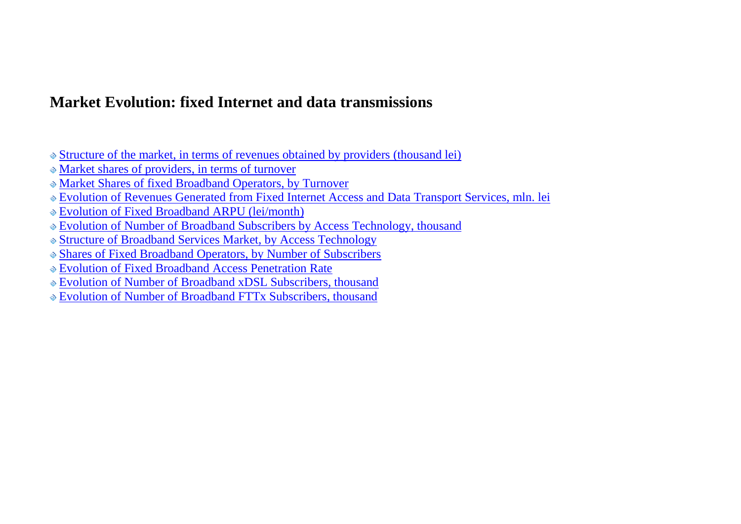## Market Evolution: fixed Internet and data transmissions

- Structure of the market, in terms of revenues obtained by providers (thousand lei)
- Market shares of providers, in terms of turnover
- Market Shares of fixed Broadband Operators, by Turnover
- Evolution of Revenues Generated from Fixed Internet Access and Data Transport Services, mln. lei
- Evolution of Fixed Broadband ARPU (lei/month)
- Evolution of Number of Broadband Subscribers by Access Technology, thousand
- Structure of Broadband Services Market, by Access Technology
- Shares of Fixed Broadband Operators, by Number of Subscribers
- Evolution of Fixed Broadband Access Penetration Rate
- Evolution of Number of Broadband xDSL Subscribers, thousand
- Evolution of Number of Broadband FTTx Subscribers, thousand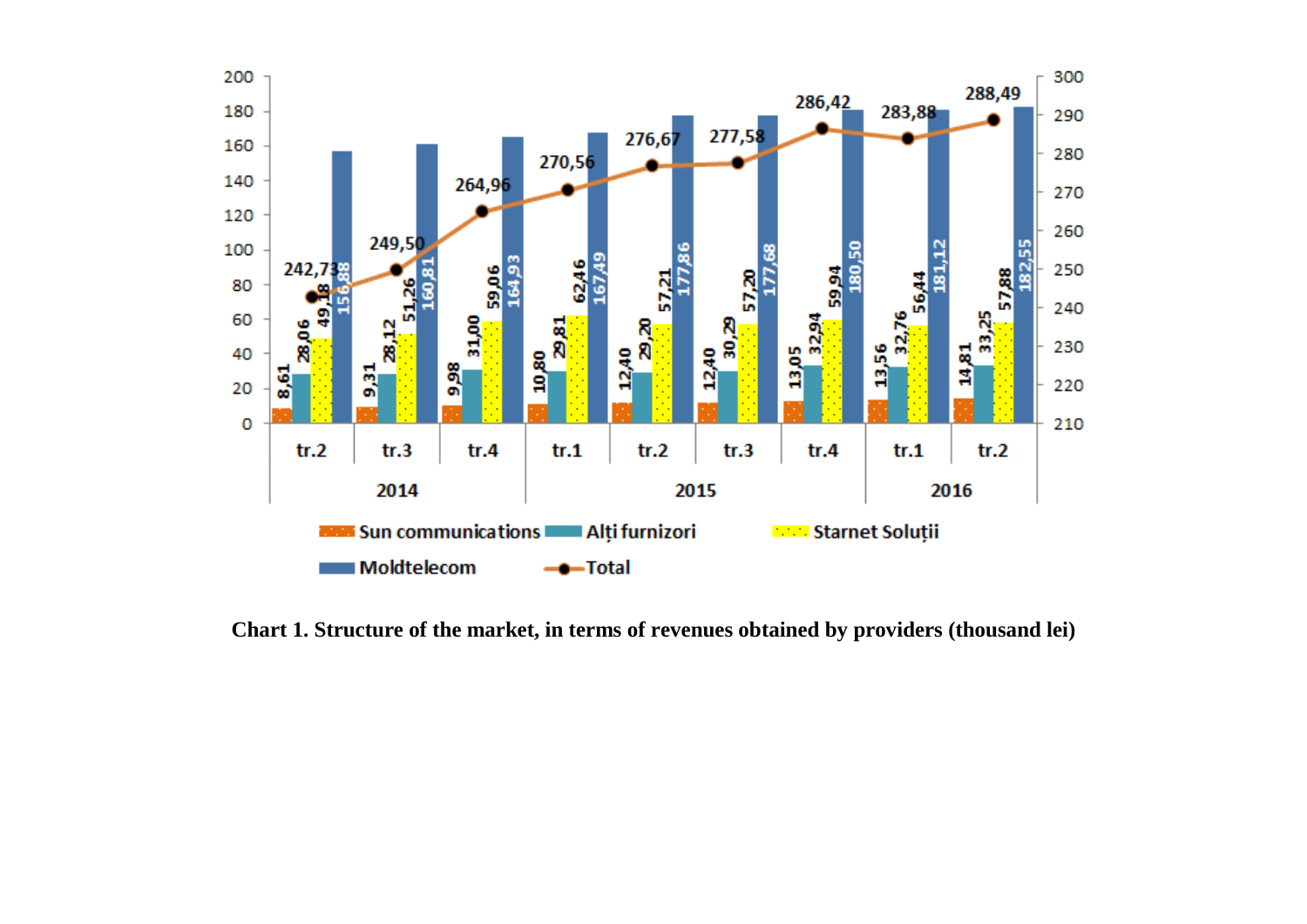| Year | Quarter | Sun communications | Alți furnizori | Starnet Soluții | Moldtelecom | Total |
|---|---|---|---|---|---|---|
| 2014 | tr.2 | 8,61 | 28,06 | 49,18 | 156,88 | 242,73 |
| 2014 | tr.3 | 9,31 | 28,12 | 51,26 | 160,81 | 249,50 |
| 2014 | tr.4 | 9,98 | 31,00 | 59,06 | 164,93 | 264,96 |
| 2015 | tr.1 | 10,80 | 29,81 | 62,46 | 167,49 | 270,56 |
| 2015 | tr.2 | 12,40 | 29,20 | 57,21 | 177,86 | 276,67 |
| 2015 | tr.3 | 12,40 | 30,29 | 57,20 | 177,68 | 277,58 |
| 2015 | tr.4 | 13,05 | 32,94 | 59,94 | 180,50 | 286,42 |
| 2016 | tr.1 | 13,56 | 32,76 | 56,44 | 181,12 | 283,88 |
| 2016 | tr.2 | 14,81 | 33,25 | 57,88 | 182,55 | 288,49 |

**Chart 1. Structure of the market, in terms of revenues obtained by providers (thousand lei)**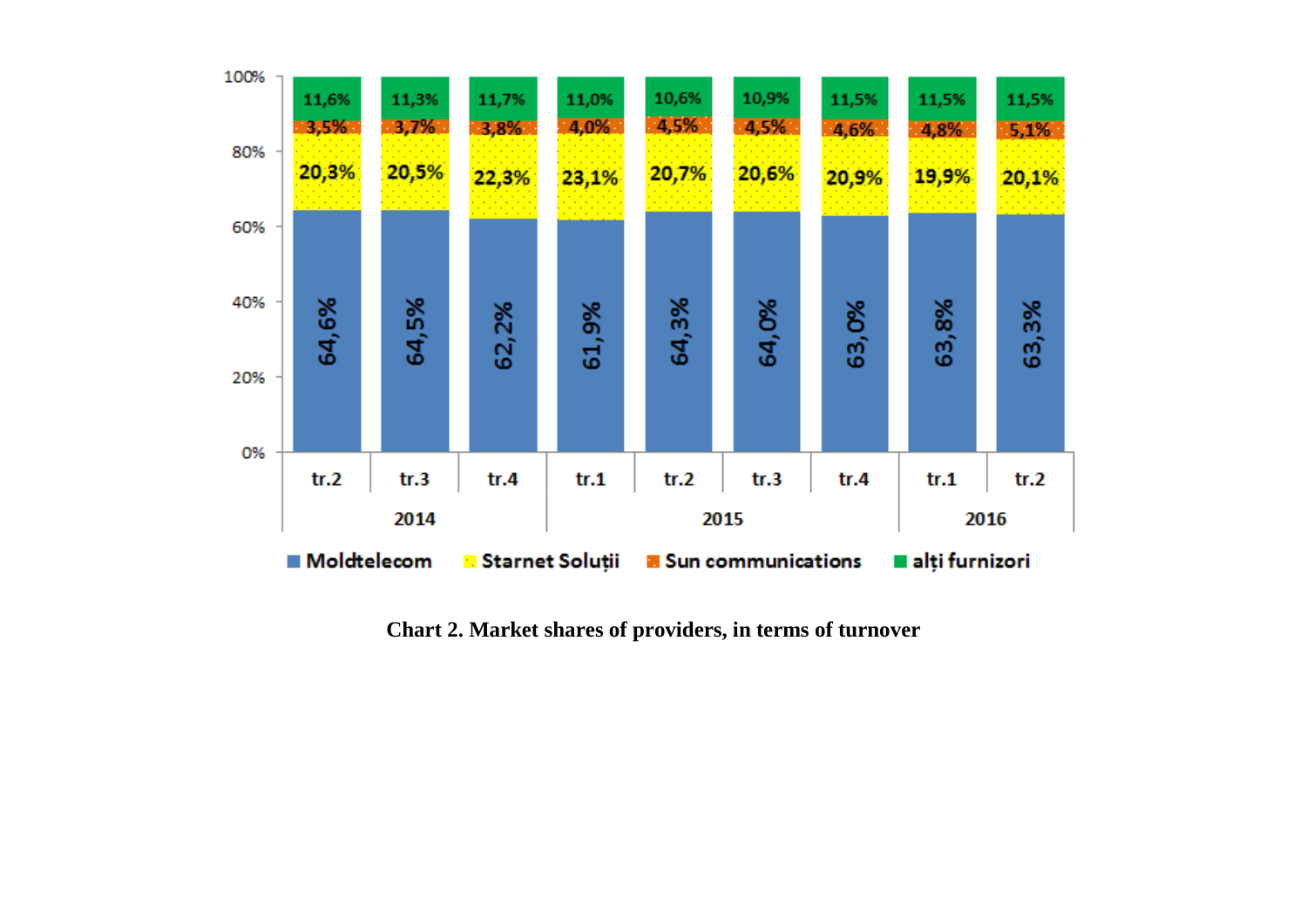| Year | Quarter | Moldtelecom | Starnet Soluții | Sun communications | alți furnizori |
|---|---|---|---|---|---|
| 2014 | tr.2 | 64,6% | 20,3% | 3,5% | 11,6% |
| | tr.3 | 64,5% | 20,5% | 3,7% | 11,3% |
| | tr.4 | 62,2% | 22,3% | 3,8% | 11,7% |
| 2015 | tr.1 | 61,9% | 23,1% | 4,0% | 11,0% |
| | tr.2 | 64,3% | 20,7% | 4,5% | 10,6% |
| | tr.3 | 64,0% | 20,6% | 4,5% | 10,9% |
| | tr.4 | 63,0% | 20,9% | 4,6% | 11,5% |
| 2016 | tr.1 | 63,8% | 19,9% | 4,8% | 11,5% |
| | tr.2 | 63,3% | 20,1% | 5,1% | 11,5% |

**Chart 2. Market shares of providers, in terms of turnover**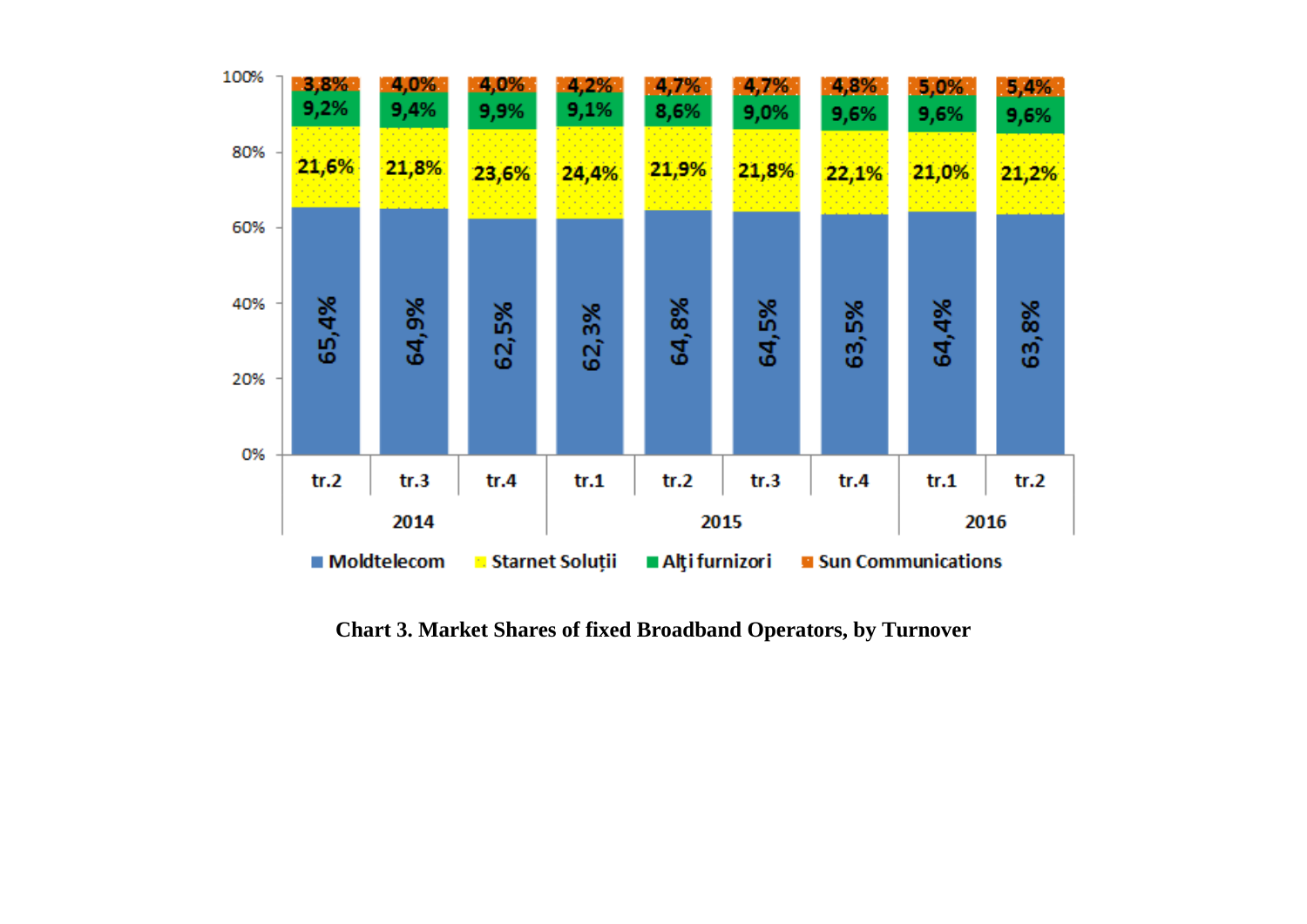| | 2014 tr.2 | 2014 tr.3 | 2014 tr.4 | 2015 tr.1 | 2015 tr.2 | 2015 tr.3 | 2015 tr.4 | 2016 tr.1 | 2016 tr.2 |
|---|---|---|---|---|---|---|---|---|---|
| Sun Communications | 3,8% | 4,0% | 4,0% | 4,2% | 4,7% | 4,7% | 4,8% | 5,0% | 5,4% |
| Alți furnizori | 9,2% | 9,4% | 9,9% | 9,1% | 8,6% | 9,0% | 9,6% | 9,6% | 9,6% |
| Starnet Soluții | 21,6% | 21,8% | 23,6% | 24,4% | 21,9% | 21,8% | 22,1% | 21,0% | 21,2% |
| Moldtelecom | 65,4% | 64,9% | 62,5% | 62,3% | 64,8% | 64,5% | 63,5% | 64,4% | 63,8% |

**Chart 3. Market Shares of fixed Broadband Operators, by Turnover**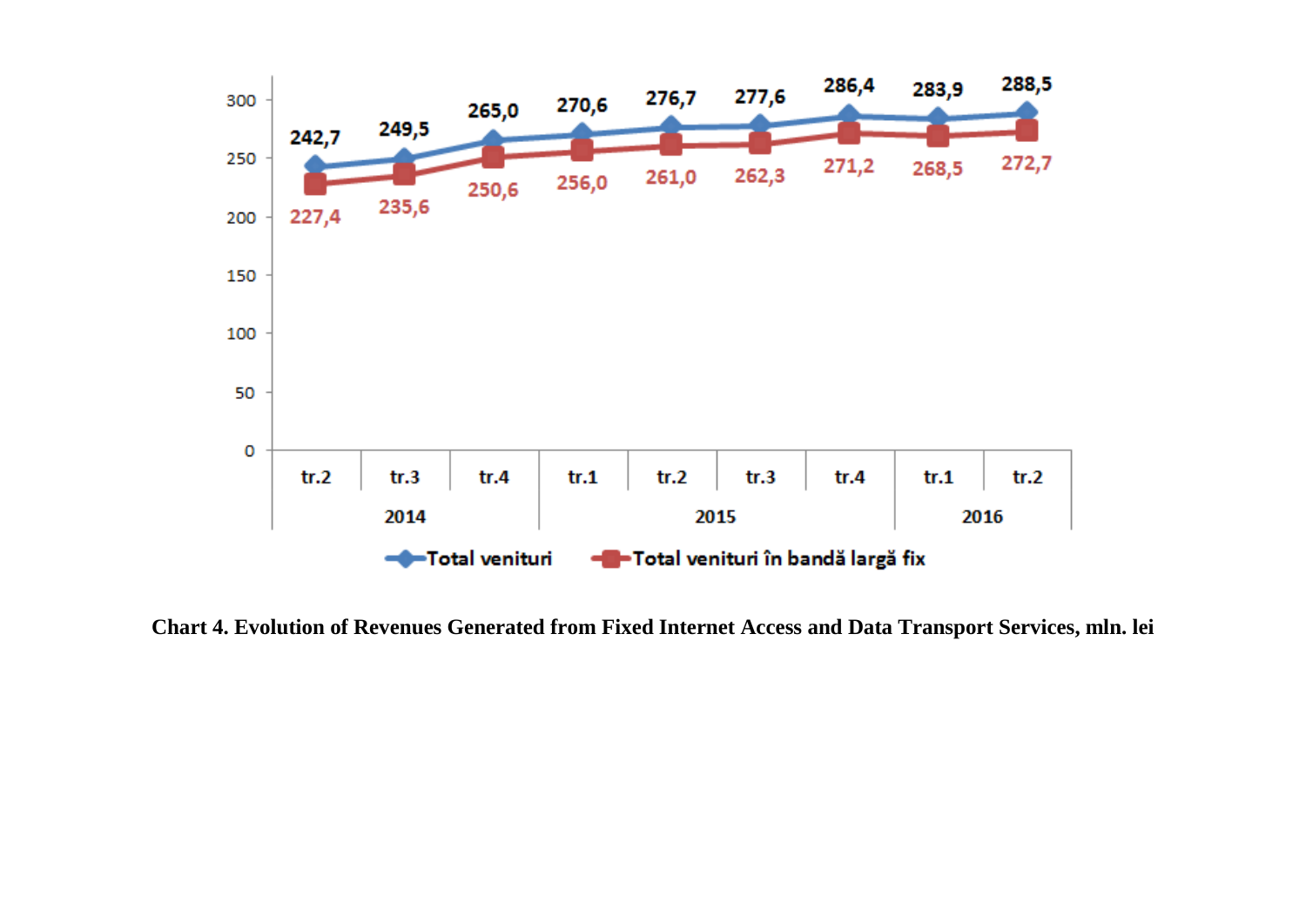| | 2014 tr.2 | 2014 tr.3 | 2014 tr.4 | 2015 tr.1 | 2015 tr.2 | 2015 tr.3 | 2015 tr.4 | 2016 tr.1 | 2016 tr.2 |
|---|---|---|---|---|---|---|---|---|---|
| Total venituri | 242,7 | 249,5 | 265,0 | 270,6 | 276,7 | 277,6 | 286,4 | 283,9 | 288,5 |
| Total venituri în bandă largă fix | 227,4 | 235,6 | 250,6 | 256,0 | 261,0 | 262,3 | 271,2 | 268,5 | 272,7 |

**Chart 4. Evolution of Revenues Generated from Fixed Internet Access and Data Transport Services, mln. lei**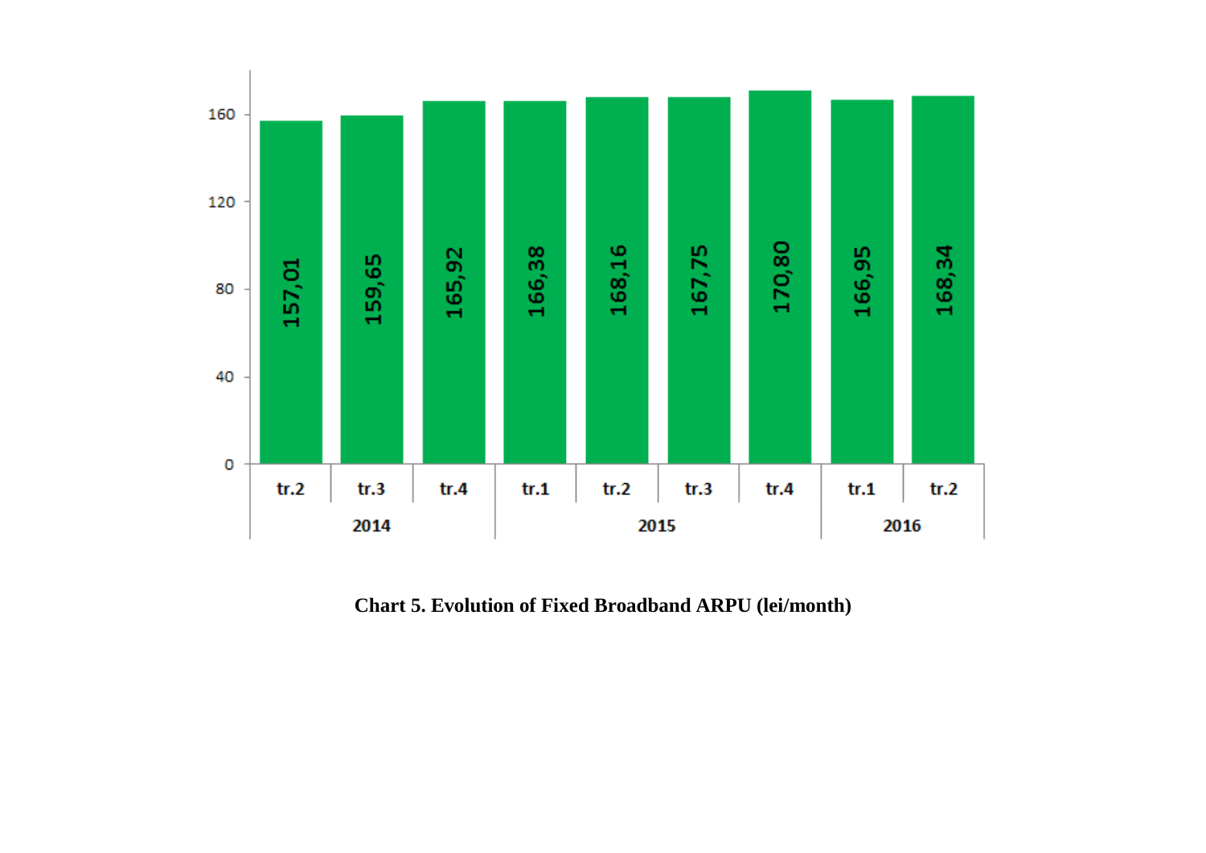| Year | Quarter | Fixed Broadband ARPU (lei/month) |
|---|---|---|
| 2014 | tr.2 | 157,01 |
| | tr.3 | 159,65 |
| | tr.4 | 165,92 |
| 2015 | tr.1 | 166,38 |
| | tr.2 | 168,16 |
| | tr.3 | 167,75 |
| | tr.4 | 170,80 |
| 2016 | tr.1 | 166,95 |
| | tr.2 | 168,34 |

**Chart 5. Evolution of Fixed Broadband ARPU (lei/month)**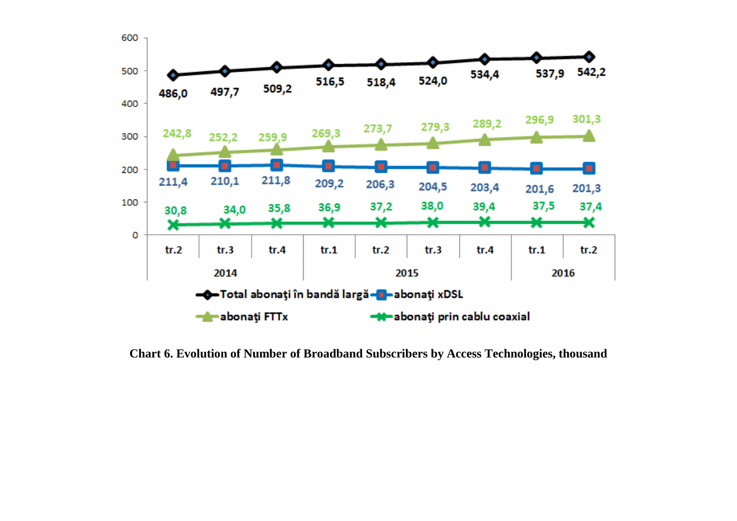| | 2014 | | | 2015 | | | | 2016 | |
|---|---|---|---|---|---|---|---|---|---|
| | tr.2 | tr.3 | tr.4 | tr.1 | tr.2 | tr.3 | tr.4 | tr.1 | tr.2 |
| Total abonaţi în bandă largă | 486,0 | 497,7 | 509,2 | 516,5 | 518,4 | 524,0 | 534,4 | 537,9 | 542,2 |
| abonaţi FTTx | 242,8 | 252,2 | 259,9 | 269,3 | 273,7 | 279,3 | 289,2 | 296,9 | 301,3 |
| abonaţi xDSL | 211,4 | 210,1 | 211,8 | 209,2 | 206,3 | 204,5 | 203,4 | 201,6 | 201,3 |
| abonaţi prin cablu coaxial | 30,8 | 34,0 | 35,8 | 36,9 | 37,2 | 38,0 | 39,4 | 37,5 | 37,4 |

**Chart 6. Evolution of Number of Broadband Subscribers by Access Technologies, thousand**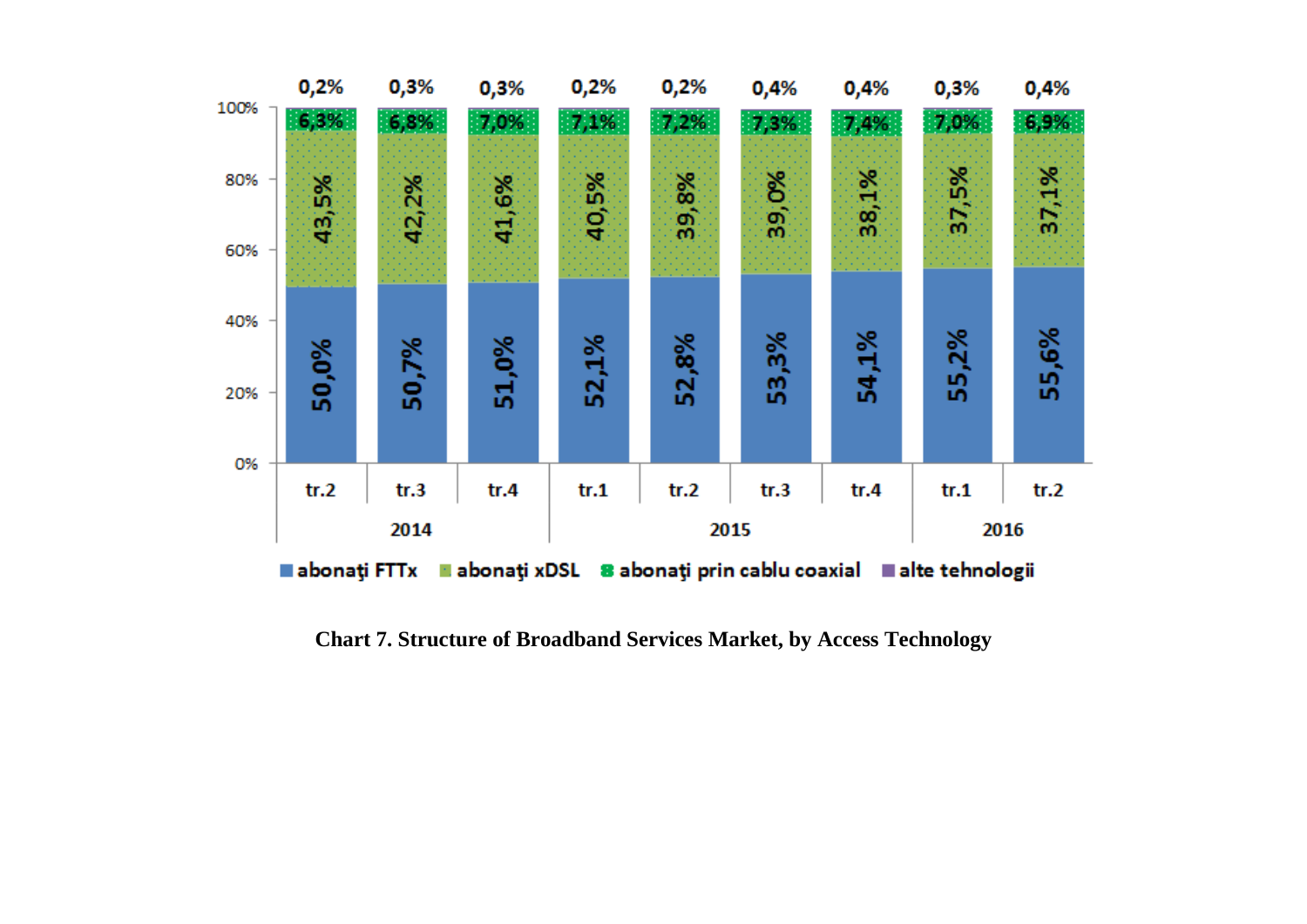| | 2014 tr.2 | 2014 tr.3 | 2014 tr.4 | 2015 tr.1 | 2015 tr.2 | 2015 tr.3 | 2015 tr.4 | 2016 tr.1 | 2016 tr.2 |
|---|---|---|---|---|---|---|---|---|---|
| abonaţi FTTx | 50,0% | 50,7% | 51,0% | 52,1% | 52,8% | 53,3% | 54,1% | 55,2% | 55,6% |
| abonaţi xDSL | 43,5% | 42,2% | 41,6% | 40,5% | 39,8% | 39,0% | 38,1% | 37,5% | 37,1% |
| abonaţi prin cablu coaxial | 6,3% | 6,8% | 7,0% | 7,1% | 7,2% | 7,3% | 7,4% | 7,0% | 6,9% |
| alte tehnologii | 0,2% | 0,3% | 0,3% | 0,2% | 0,2% | 0,4% | 0,4% | 0,3% | 0,4% |

**Chart 7. Structure of Broadband Services Market, by Access Technology**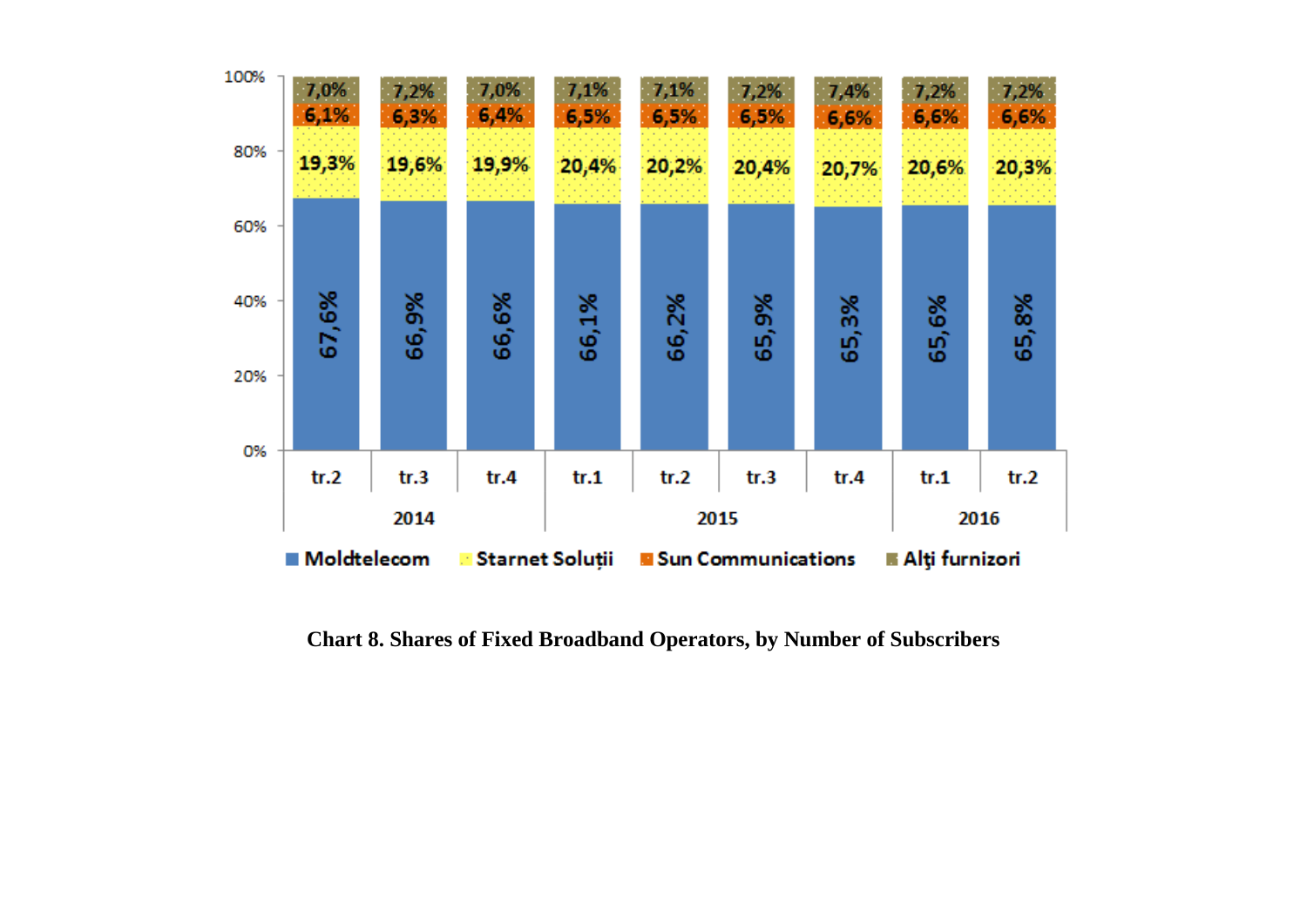| | 2014 tr.2 | 2014 tr.3 | 2014 tr.4 | 2015 tr.1 | 2015 tr.2 | 2015 tr.3 | 2015 tr.4 | 2016 tr.1 | 2016 tr.2 |
|---|---|---|---|---|---|---|---|---|---|
| Moldtelecom | 67,6% | 66,9% | 66,6% | 66,1% | 66,2% | 65,9% | 65,3% | 65,6% | 65,8% |
| Starnet Soluții | 19,3% | 19,6% | 19,9% | 20,4% | 20,2% | 20,4% | 20,7% | 20,6% | 20,3% |
| Sun Communications | 6,1% | 6,3% | 6,4% | 6,5% | 6,5% | 6,5% | 6,6% | 6,6% | 6,6% |
| Alţi furnizori | 7,0% | 7,2% | 7,0% | 7,1% | 7,1% | 7,2% | 7,4% | 7,2% | 7,2% |

**Chart 8. Shares of Fixed Broadband Operators, by Number of Subscribers**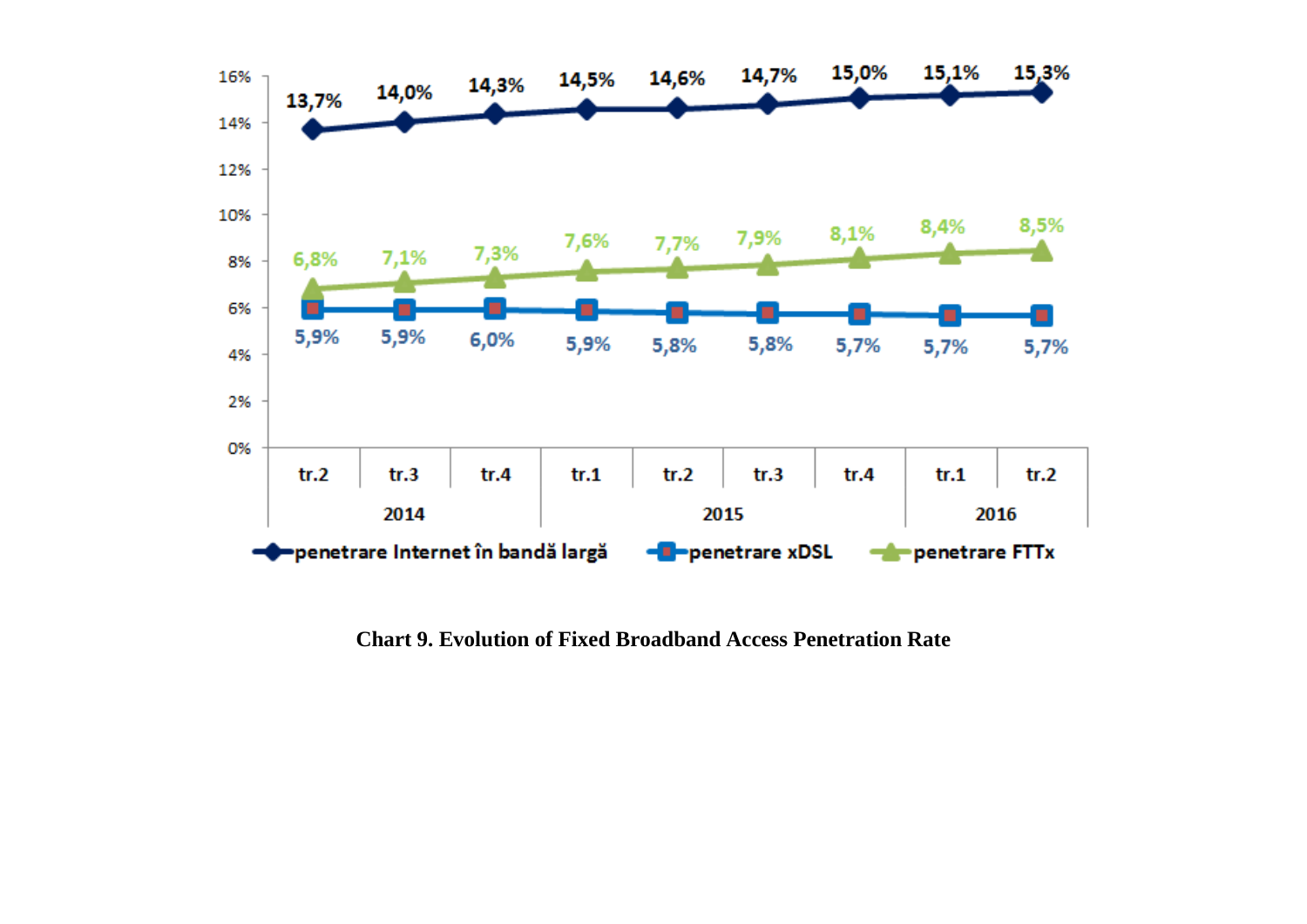| | 2014 | | | 2015 | | | | 2016 | |
|---|---|---|---|---|---|---|---|---|---|
| | tr.2 | tr.3 | tr.4 | tr.1 | tr.2 | tr.3 | tr.4 | tr.1 | tr.2 |
| penetrare Internet în bandă largă | 13,7% | 14,0% | 14,3% | 14,5% | 14,6% | 14,7% | 15,0% | 15,1% | 15,3% |
| penetrare xDSL | 5,9% | 5,9% | 6,0% | 5,9% | 5,8% | 5,8% | 5,7% | 5,7% | 5,7% |
| penetrare FTTx | 6,8% | 7,1% | 7,3% | 7,6% | 7,7% | 7,9% | 8,1% | 8,4% | 8,5% |

**Chart 9. Evolution of Fixed Broadband Access Penetration Rate**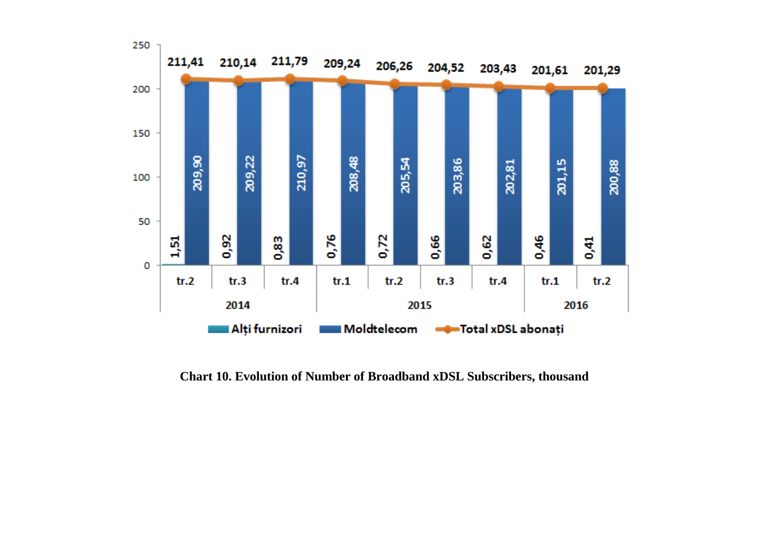| | 2014 tr.2 | 2014 tr.3 | 2014 tr.4 | 2015 tr.1 | 2015 tr.2 | 2015 tr.3 | 2015 tr.4 | 2016 tr.1 | 2016 tr.2 |
|---|---|---|---|---|---|---|---|---|---|
| Alți furnizori | 1,51 | 0,92 | 0,83 | 0,76 | 0,72 | 0,66 | 0,62 | 0,46 | 0,41 |
| Moldtelecom | 209,90 | 209,22 | 210,97 | 208,48 | 205,54 | 203,86 | 202,81 | 201,15 | 200,88 |
| Total xDSL abonați | 211,41 | 210,14 | 211,79 | 209,24 | 206,26 | 204,52 | 203,43 | 201,61 | 201,29 |

**Chart 10. Evolution of Number of Broadband xDSL Subscribers, thousand**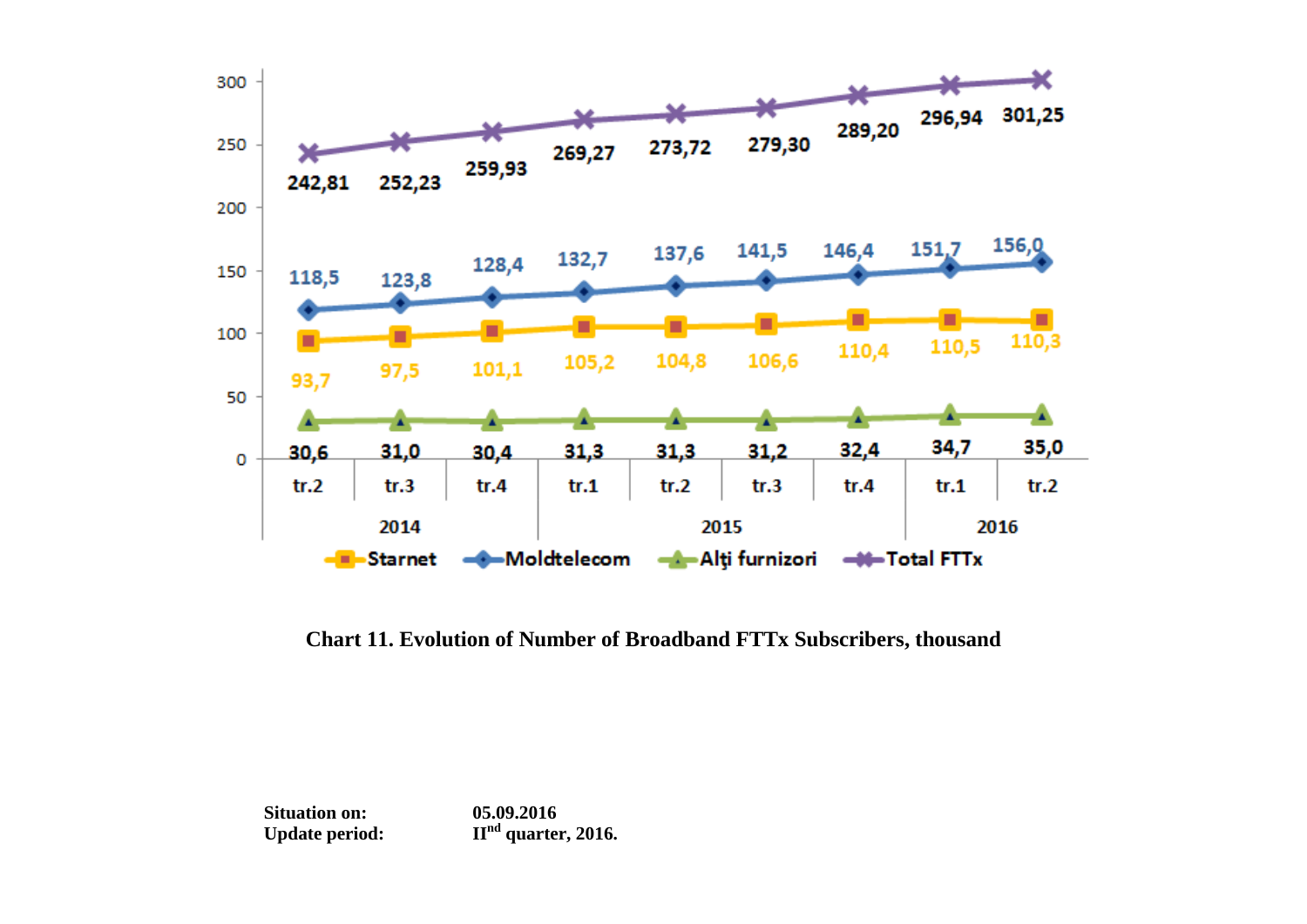300
250
200
150
100
50
0

242,81 252,23 259,93 269,27 273,72 279,30 289,20 296,94 301,25

118,5 123,8 128,4 132,7 137,6 141,5 146,4 151,7 156,0

93,7 97,5 101,1 105,2 104,8 106,6 110,4 110,5 110,3

30,6 31,0 30,4 31,3 31,3 31,2 32,4 34,7 35,0

tr.2 tr.3 tr.4 tr.1 tr.2 tr.3 tr.4 tr.1 tr.2

2014 2015 2016

Starnet Moldtelecom Alţi furnizori Total FTTx

**Chart 11. Evolution of Number of Broadband FTTx Subscribers, thousand**

**Situation on:** **05.09.2016**
**Update period:** **II[nd] quarter, 2016.**